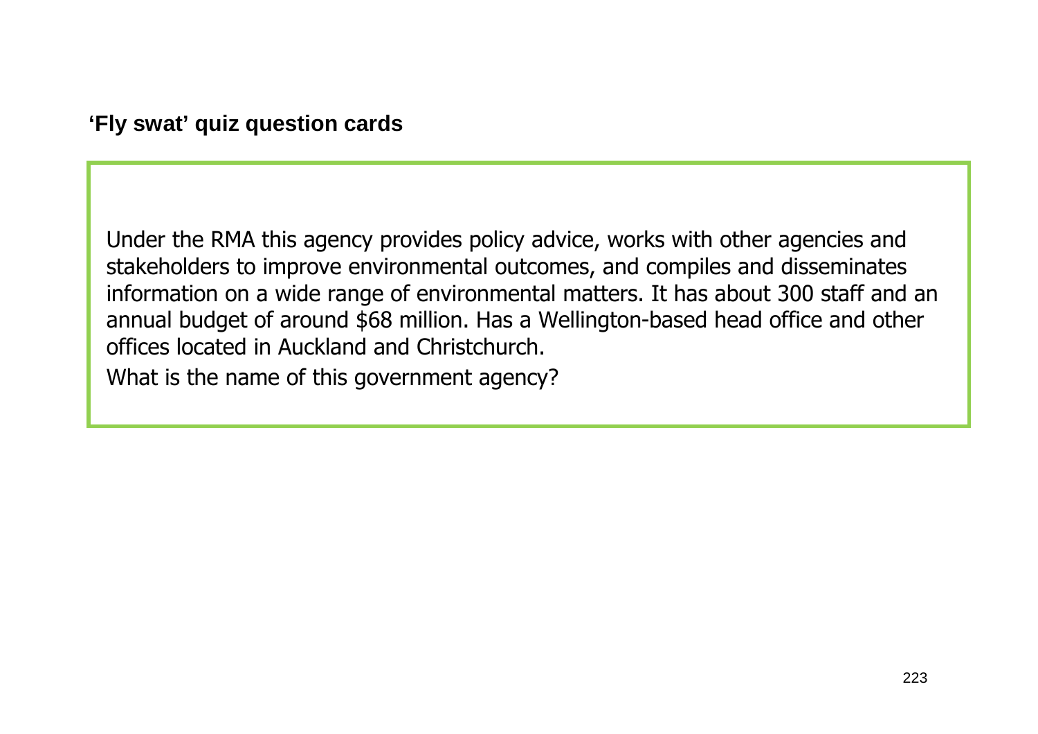**'Fly swat' quiz question cards**

Under the RMA this agency provides policy advice, works with other agencies and stakeholders to improve environmental outcomes, and compiles and disseminates information on a wide range of environmental matters. It has about 300 staff and an annual budget of around $68 million. Has a Wellington-based head office and other offices located in Auckland and Christchurch.

What is the name of this government agency?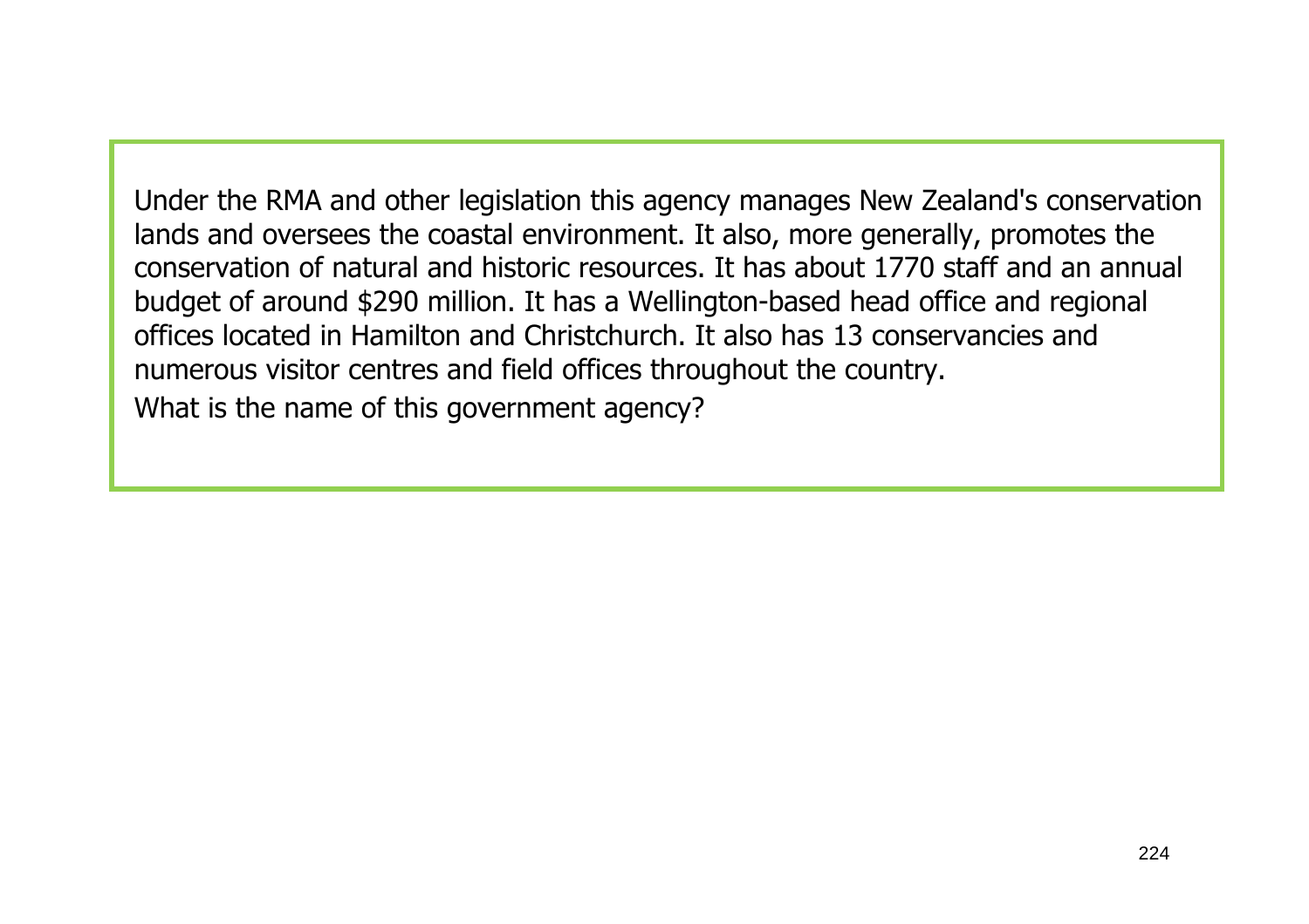Under the RMA and other legislation this agency manages New Zealand's conservation lands and oversees the coastal environment. It also, more generally, promotes the conservation of natural and historic resources. It has about 1770 staff and an annual budget of around $290 million. It has a Wellington-based head office and regional offices located in Hamilton and Christchurch. It also has 13 conservancies and numerous visitor centres and field offices throughout the country.

What is the name of this government agency?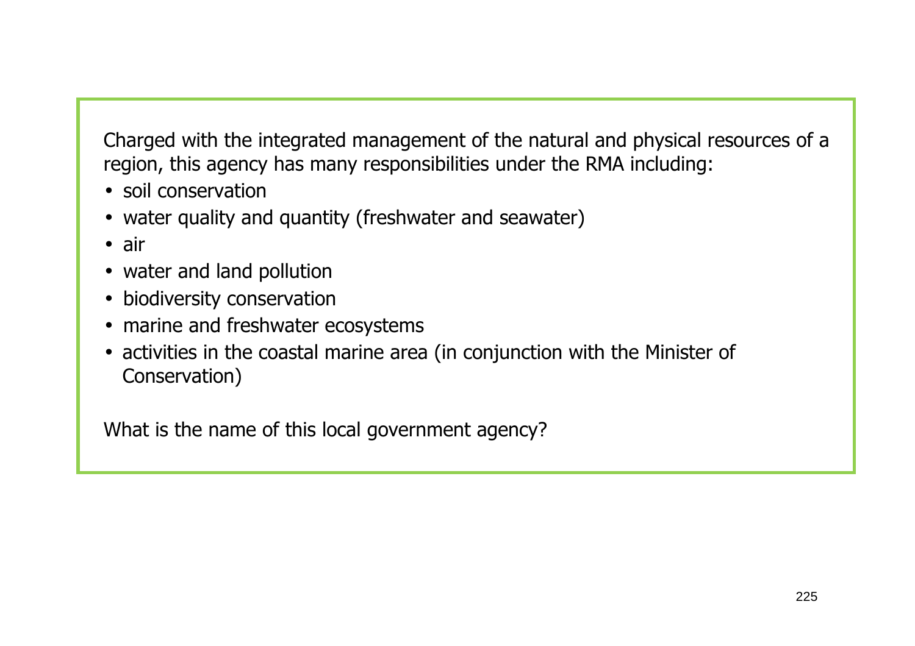Charged with the integrated management of the natural and physical resources of a region, this agency has many responsibilities under the RMA including:

- soil conservation
- water quality and quantity (freshwater and seawater)
- air
- water and land pollution
- biodiversity conservation
- marine and freshwater ecosystems
- activities in the coastal marine area (in conjunction with the Minister of Conservation)

What is the name of this local government agency?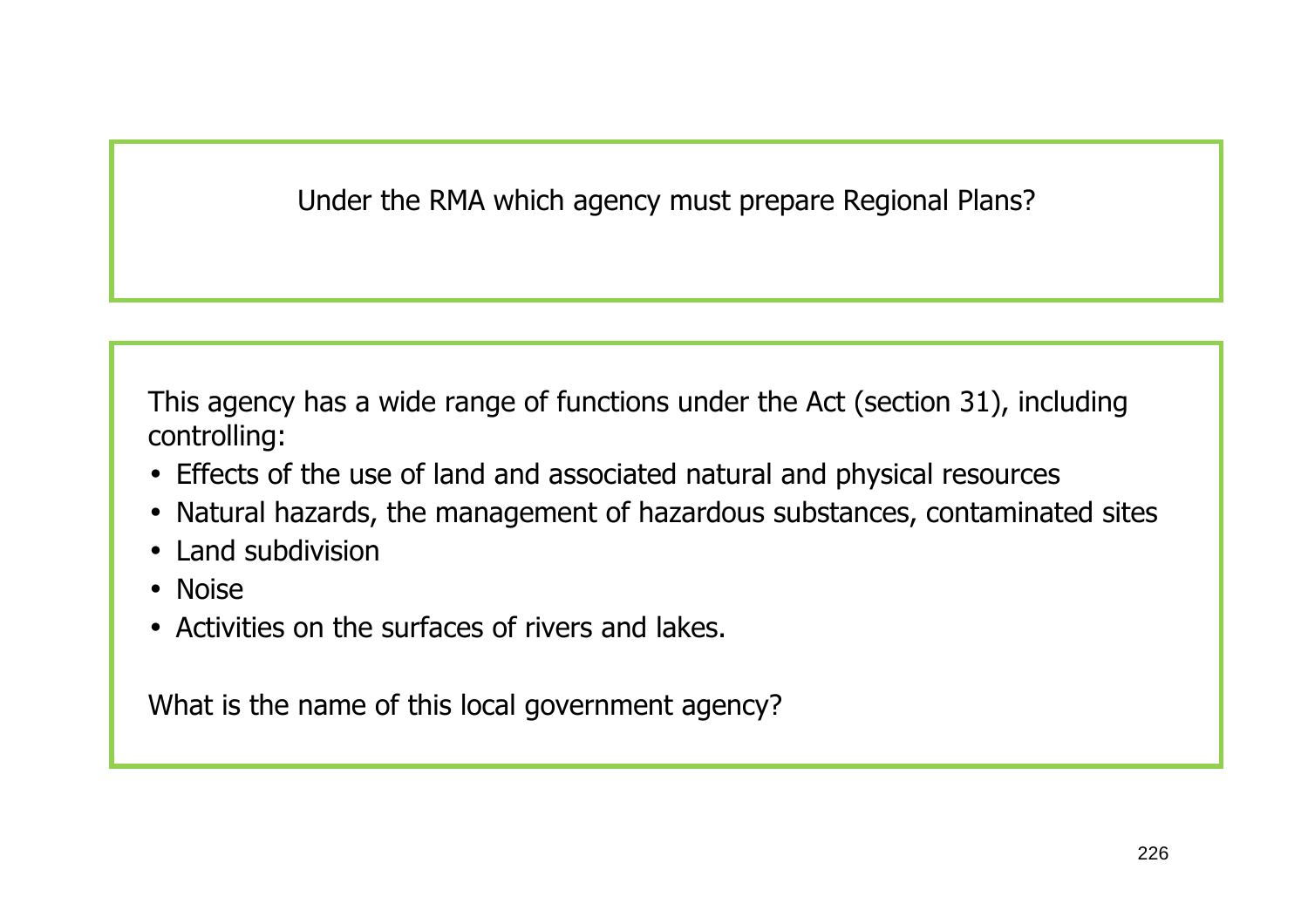Under the RMA which agency must prepare Regional Plans?

This agency has a wide range of functions under the Act (section 31), including controlling:

- Effects of the use of land and associated natural and physical resources
- Natural hazards, the management of hazardous substances, contaminated sites
- Land subdivision
- Noise
- Activities on the surfaces of rivers and lakes.

What is the name of this local government agency?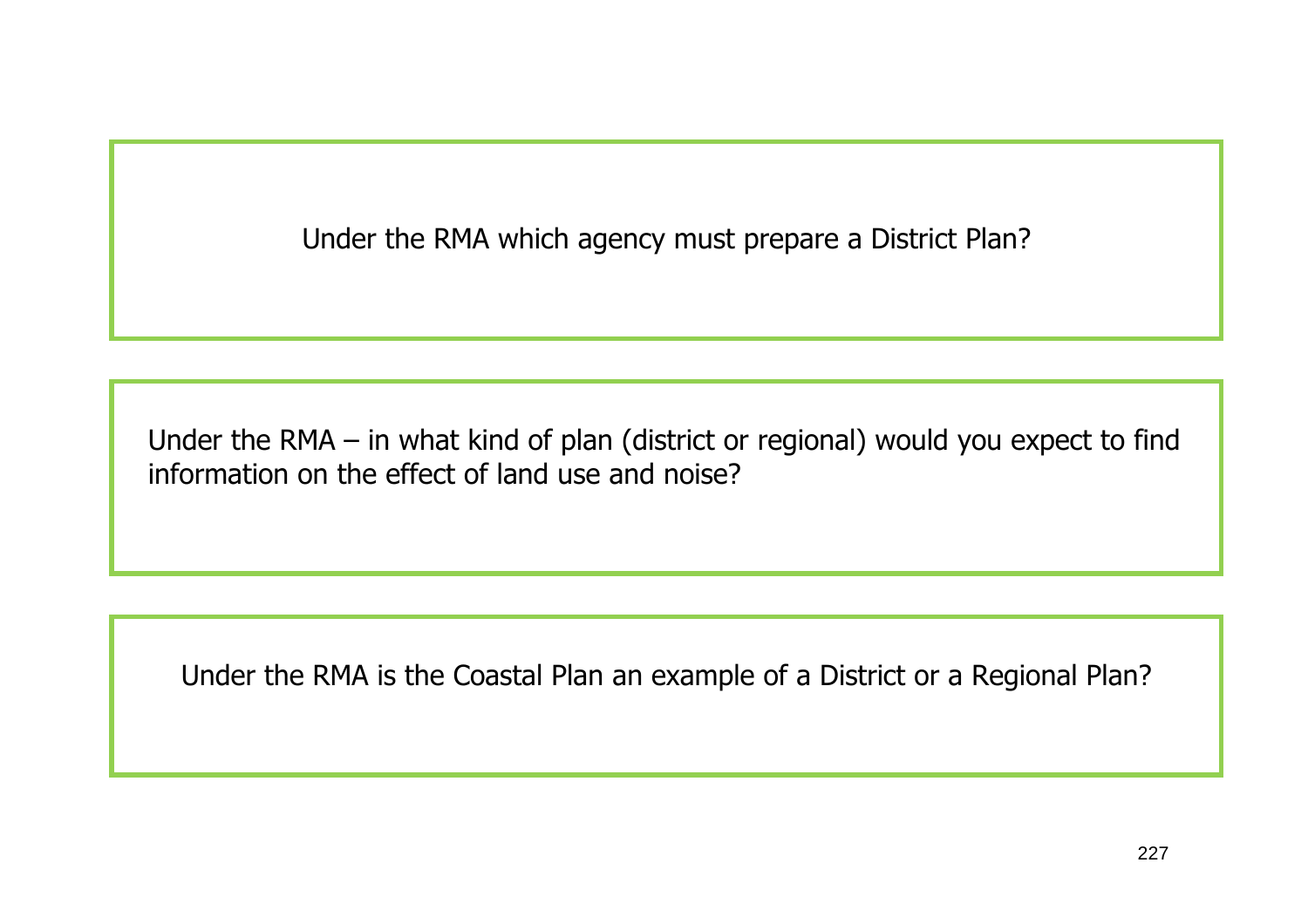Under the RMA which agency must prepare a District Plan?

Under the RMA – in what kind of plan (district or regional) would you expect to find information on the effect of land use and noise?

Under the RMA is the Coastal Plan an example of a District or a Regional Plan?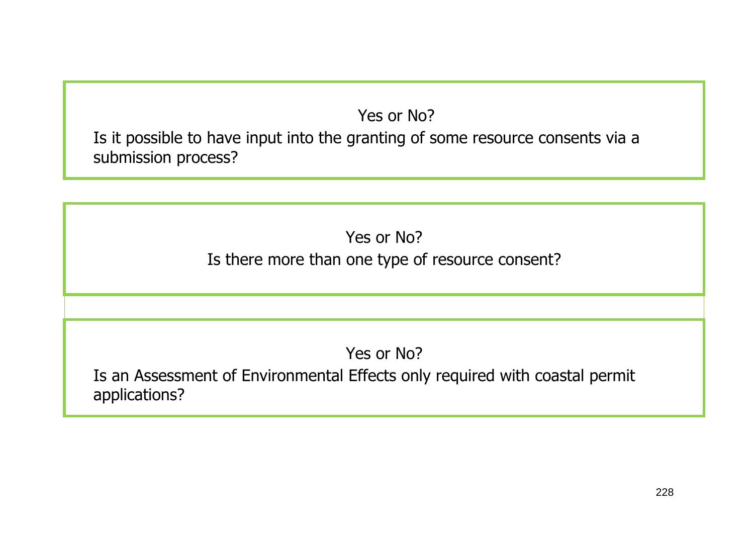Yes or No?

Is it possible to have input into the granting of some resource consents via a submission process?

Yes or No?

Is there more than one type of resource consent?

Yes or No?

Is an Assessment of Environmental Effects only required with coastal permit applications?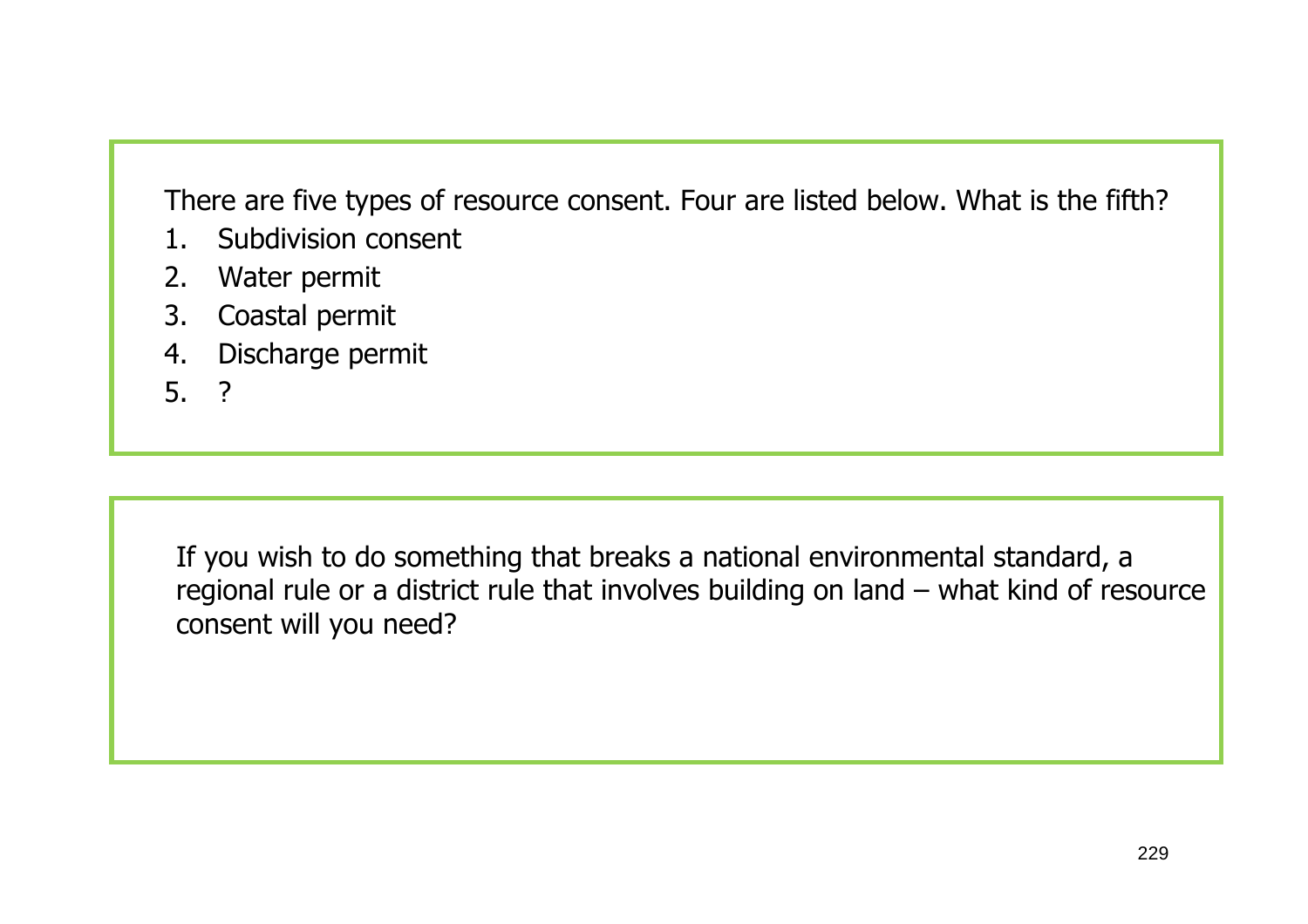There are five types of resource consent. Four are listed below. What is the fifth?

1. Subdivision consent
2. Water permit
3. Coastal permit
4. Discharge permit
5. ?

If you wish to do something that breaks a national environmental standard, a regional rule or a district rule that involves building on land – what kind of resource consent will you need?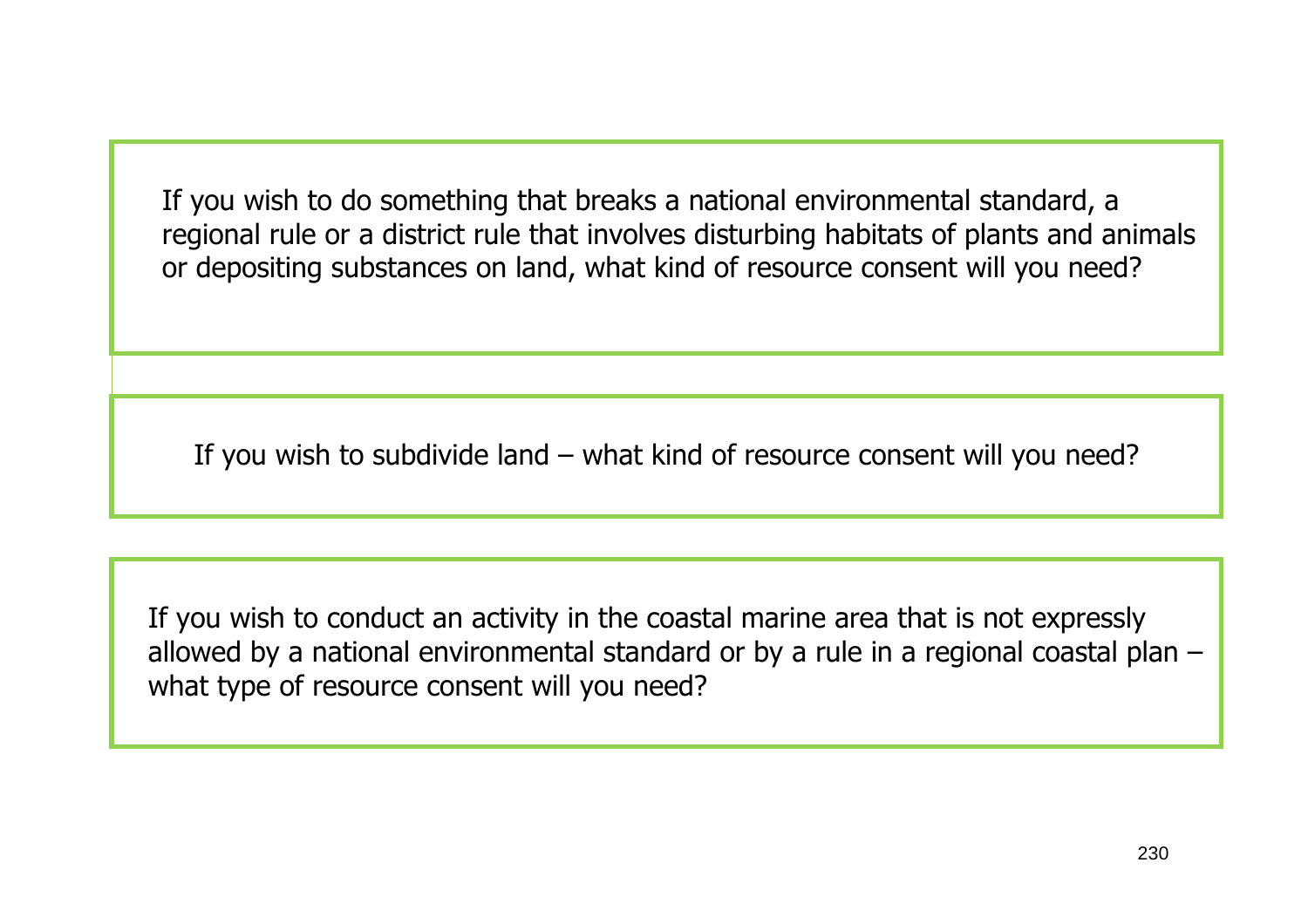If you wish to do something that breaks a national environmental standard, a regional rule or a district rule that involves disturbing habitats of plants and animals or depositing substances on land, what kind of resource consent will you need?

If you wish to subdivide land – what kind of resource consent will you need?

If you wish to conduct an activity in the coastal marine area that is not expressly allowed by a national environmental standard or by a rule in a regional coastal plan – what type of resource consent will you need?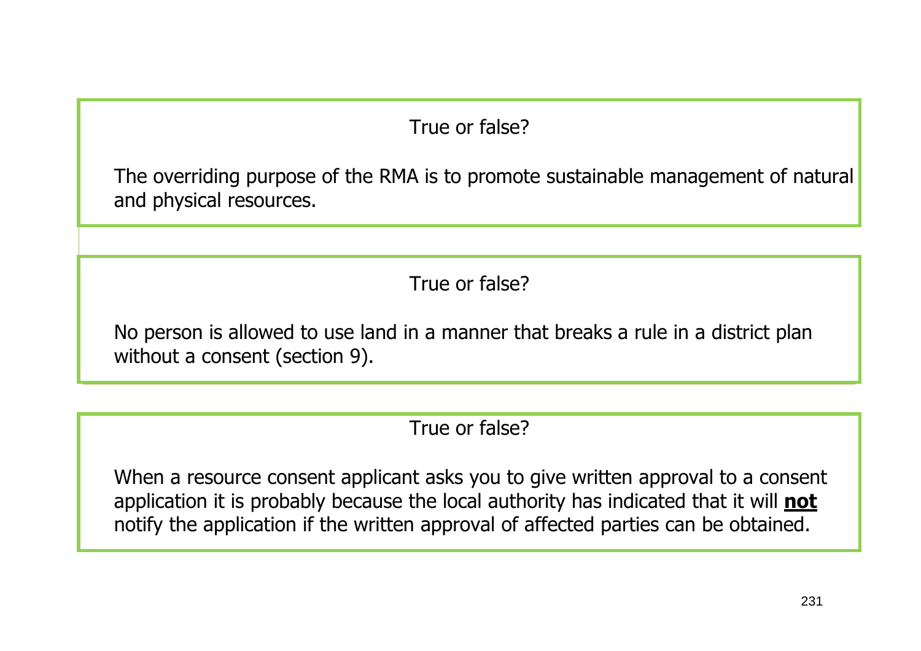True or false?

The overriding purpose of the RMA is to promote sustainable management of natural and physical resources.

True or false?

No person is allowed to use land in a manner that breaks a rule in a district plan without a consent (section 9).

True or false?

When a resource consent applicant asks you to give written approval to a consent application it is probably because the local authority has indicated that it will **not** notify the application if the written approval of affected parties can be obtained.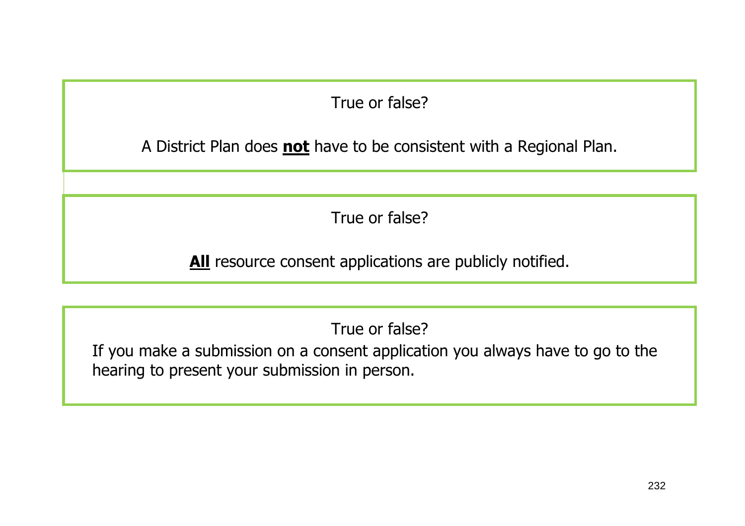True or false?

A District Plan does **not** have to be consistent with a Regional Plan.

True or false?

**All** resource consent applications are publicly notified.

True or false?

If you make a submission on a consent application you always have to go to the hearing to present your submission in person.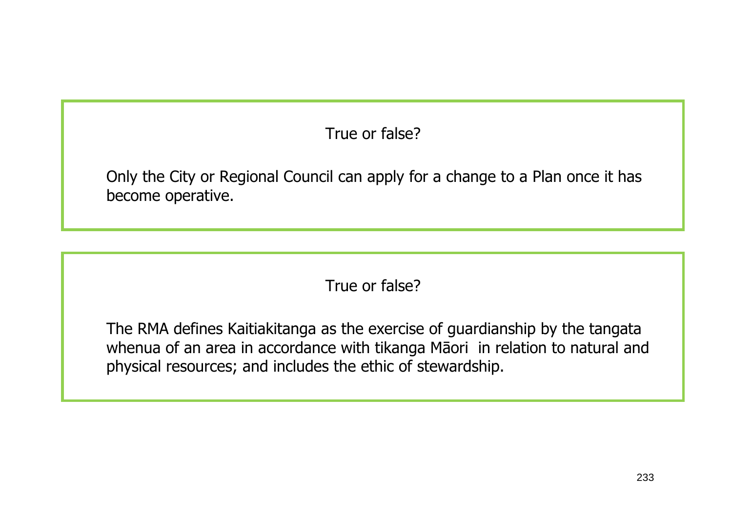True or false?

Only the City or Regional Council can apply for a change to a Plan once it has become operative.

True or false?

The RMA defines Kaitiakitanga as the exercise of guardianship by the tangata whenua of an area in accordance with tikanga Māori in relation to natural and physical resources; and includes the ethic of stewardship.